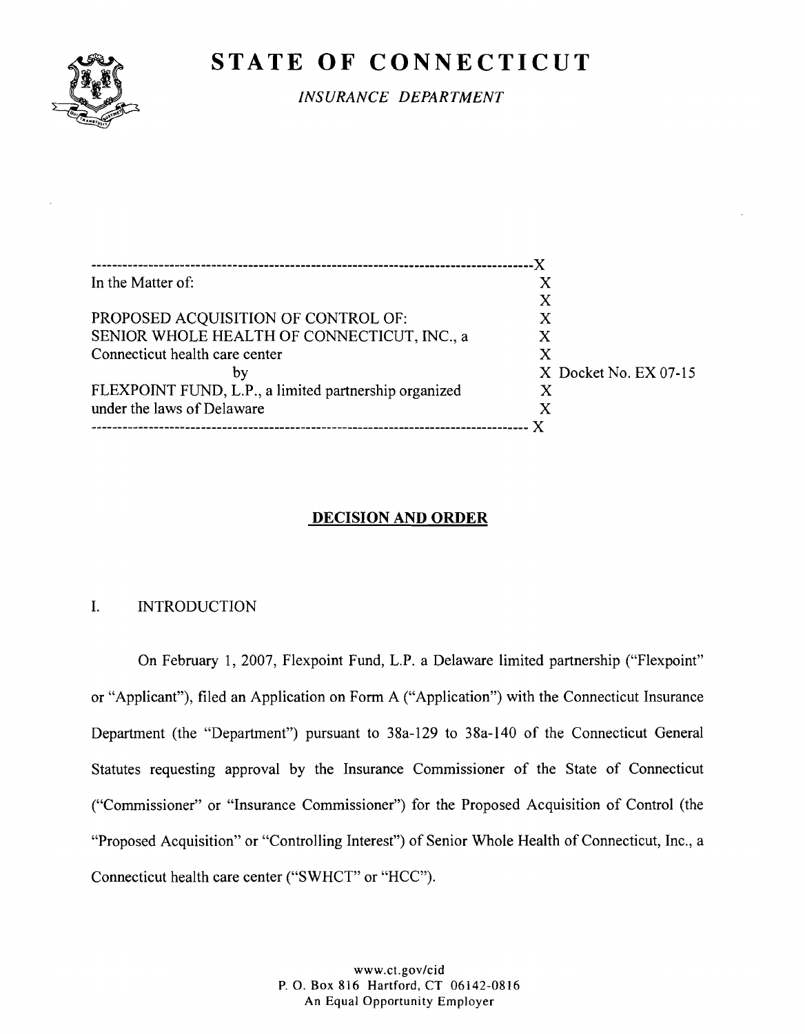# STATE OF CONNECTICUT

*INSURANCE DEPARTMENT*

| | |
|---|---|
| In the Matter of: | |
| | |
| PROPOSED ACQUISITION OF CONTROL OF: | |
| SENIOR WHOLE HEALTH OF CONNECTICUT, INC., a | |
| Connecticut health care center | |
| by | Docket No. EX 07-15 |
| FLEXPOINT FUND, L.P., a limited partnership organized | |
| under the laws of Delaware | |

## DECISION AND ORDER

I. INTRODUCTION

On February 1, 2007, Flexpoint Fund, L.P. a Delaware limited partnership ("Flexpoint" or "Applicant"), filed an Application on Form A ("Application") with the Connecticut Insurance Department (the "Department") pursuant to 38a-129 to 38a-140 of the Connecticut General Statutes requesting approval by the Insurance Commissioner of the State of Connecticut ("Commissioner" or "Insurance Commissioner") for the Proposed Acquisition of Control (the "Proposed Acquisition" or "Controlling Interest") of Senior Whole Health of Connecticut, Inc., a Connecticut health care center ("SWHCT" or "HCC").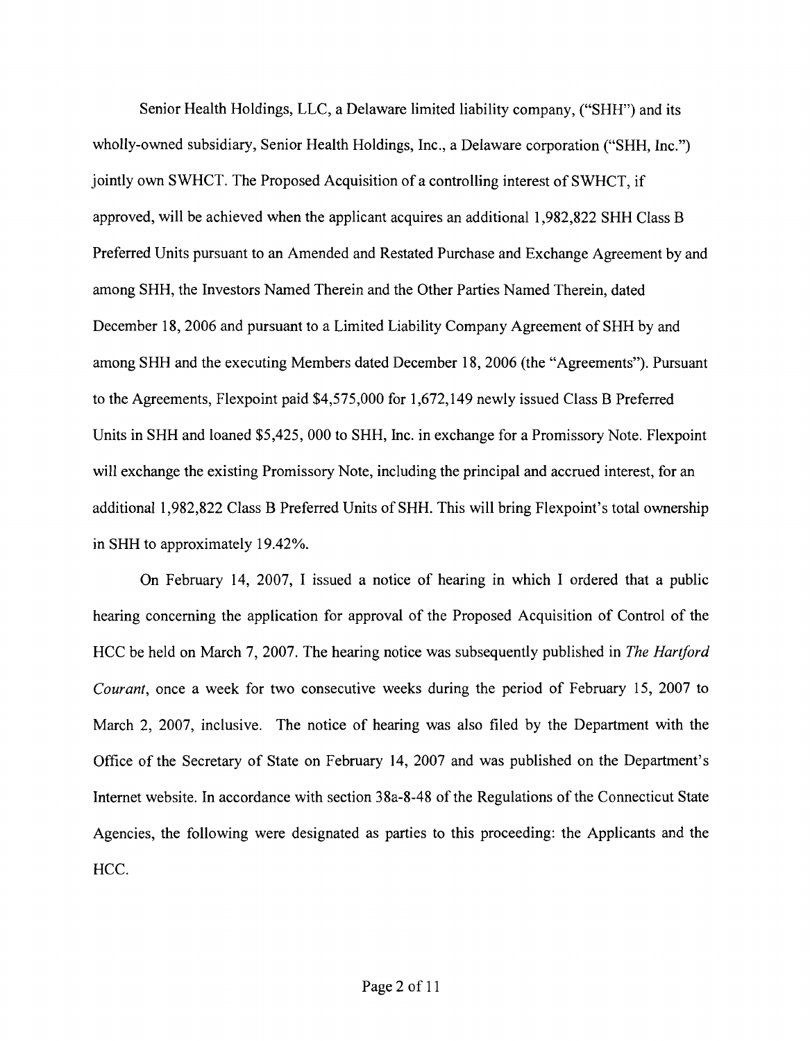Senior Health Holdings, LLC, a Delaware limited liability company, ("SHH") and its wholly-owned subsidiary, Senior Health Holdings, Inc., a Delaware corporation ("SHH, Inc.") jointly own SWHCT. The Proposed Acquisition of a controlling interest of SWHCT, if approved, will be achieved when the applicant acquires an additional 1,982,822 SHH Class B Preferred Units pursuant to an Amended and Restated Purchase and Exchange Agreement by and among SHH, the Investors Named Therein and the Other Parties Named Therein, dated December 18, 2006 and pursuant to a Limited Liability Company Agreement of SHH by and among SHH and the executing Members dated December 18, 2006 (the "Agreements"). Pursuant to the Agreements, Flexpoint paid $4,575,000 for 1,672,149 newly issued Class B Preferred Units in SHH and loaned $5,425, 000 to SHH, Inc. in exchange for a Promissory Note. Flexpoint will exchange the existing Promissory Note, including the principal and accrued interest, for an additional 1,982,822 Class B Preferred Units of SHH. This will bring Flexpoint's total ownership in SHH to approximately 19.42%.

On February 14, 2007, I issued a notice of hearing in which I ordered that a public hearing concerning the application for approval of the Proposed Acquisition of Control of the HCC be held on March 7, 2007. The hearing notice was subsequently published in *The Hartford Courant*, once a week for two consecutive weeks during the period of February 15, 2007 to March 2, 2007, inclusive. The notice of hearing was also filed by the Department with the Office of the Secretary of State on February 14, 2007 and was published on the Department's Internet website. In accordance with section 38a-8-48 of the Regulations of the Connecticut State Agencies, the following were designated as parties to this proceeding: the Applicants and the HCC.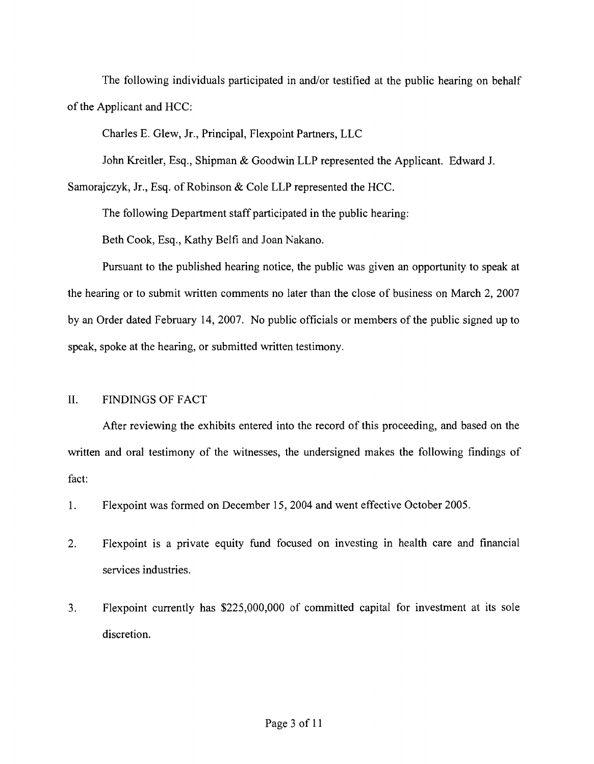The following individuals participated in and/or testified at the public hearing on behalf of the Applicant and HCC:

Charles E. Glew, Jr., Principal, Flexpoint Partners, LLC

John Kreitler, Esq., Shipman & Goodwin LLP represented the Applicant. Edward J. Samorajczyk, Jr., Esq. of Robinson & Cole LLP represented the HCC.

The following Department staff participated in the public hearing:

Beth Cook, Esq., Kathy Belfi and Joan Nakano.

Pursuant to the published hearing notice, the public was given an opportunity to speak at the hearing or to submit written comments no later than the close of business on March 2, 2007 by an Order dated February 14, 2007. No public officials or members of the public signed up to speak, spoke at the hearing, or submitted written testimony.

## II. FINDINGS OF FACT

After reviewing the exhibits entered into the record of this proceeding, and based on the written and oral testimony of the witnesses, the undersigned makes the following findings of fact:

1. Flexpoint was formed on December 15, 2004 and went effective October 2005.

2. Flexpoint is a private equity fund focused on investing in health care and financial services industries.

3. Flexpoint currently has $225,000,000 of committed capital for investment at its sole discretion.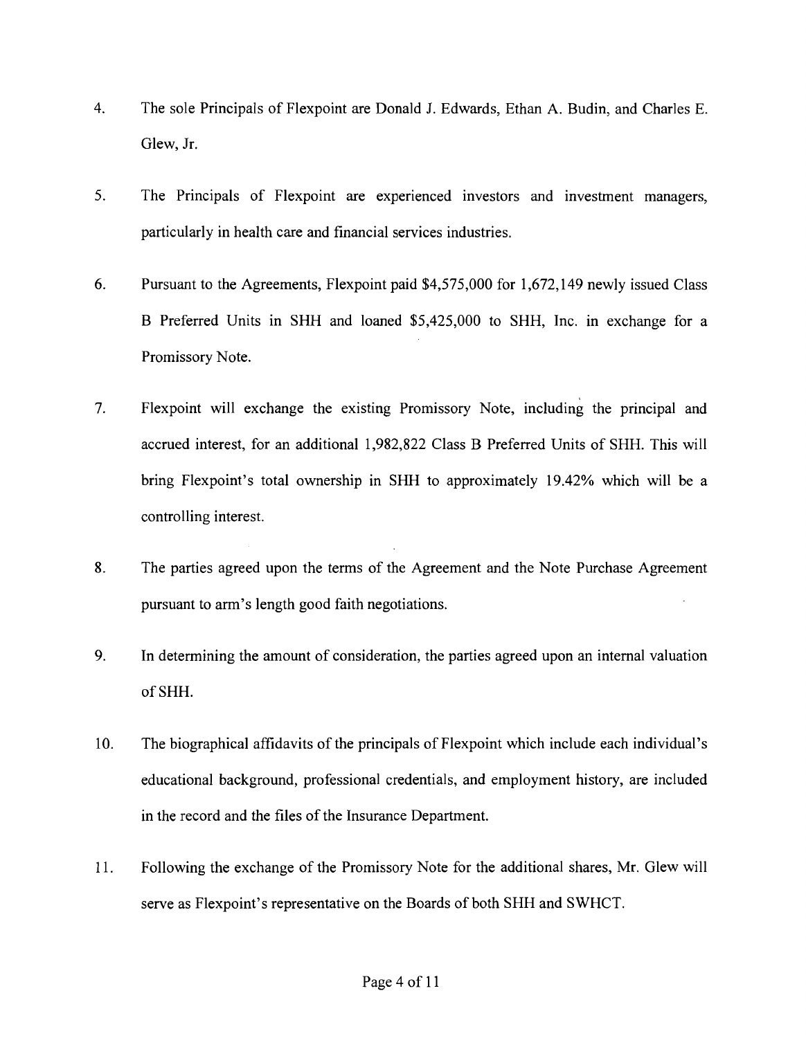4. The sole Principals of Flexpoint are Donald J. Edwards, Ethan A. Budin, and Charles E. Glew, Jr.

5. The Principals of Flexpoint are experienced investors and investment managers, particularly in health care and financial services industries.

6. Pursuant to the Agreements, Flexpoint paid $4,575,000 for 1,672,149 newly issued Class B Preferred Units in SHH and loaned $5,425,000 to SHH, Inc. in exchange for a Promissory Note.

7. Flexpoint will exchange the existing Promissory Note, including the principal and accrued interest, for an additional 1,982,822 Class B Preferred Units of SHH. This will bring Flexpoint's total ownership in SHH to approximately 19.42% which will be a controlling interest.

8. The parties agreed upon the terms of the Agreement and the Note Purchase Agreement pursuant to arm's length good faith negotiations.

9. In determining the amount of consideration, the parties agreed upon an internal valuation of SHH.

10. The biographical affidavits of the principals of Flexpoint which include each individual's educational background, professional credentials, and employment history, are included in the record and the files of the Insurance Department.

11. Following the exchange of the Promissory Note for the additional shares, Mr. Glew will serve as Flexpoint's representative on the Boards of both SHH and SWHCT.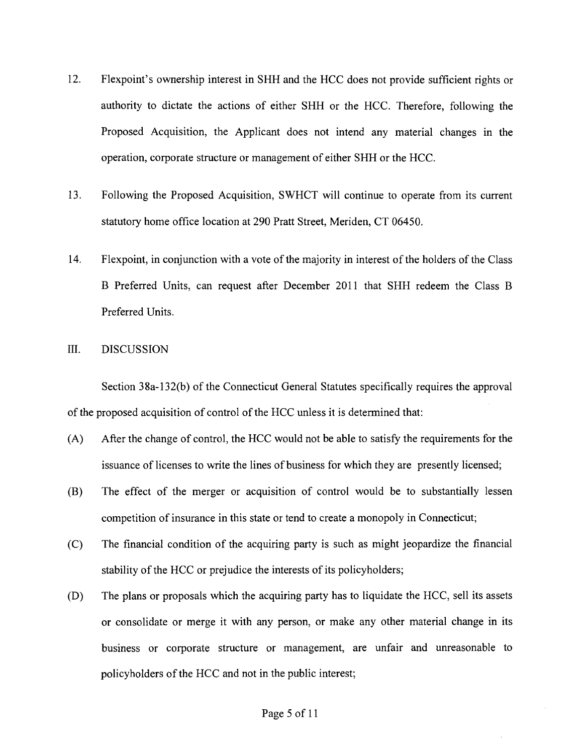12. Flexpoint's ownership interest in SHH and the HCC does not provide sufficient rights or authority to dictate the actions of either SHH or the HCC. Therefore, following the Proposed Acquisition, the Applicant does not intend any material changes in the operation, corporate structure or management of either SHH or the HCC.

13. Following the Proposed Acquisition, SWHCT will continue to operate from its current statutory home office location at 290 Pratt Street, Meriden, CT 06450.

14. Flexpoint, in conjunction with a vote of the majority in interest of the holders of the Class B Preferred Units, can request after December 2011 that SHH redeem the Class B Preferred Units.

## III. DISCUSSION

Section 38a-132(b) of the Connecticut General Statutes specifically requires the approval of the proposed acquisition of control of the HCC unless it is determined that:

(A) After the change of control, the HCC would not be able to satisfy the requirements for the issuance of licenses to write the lines of business for which they are presently licensed;

(B) The effect of the merger or acquisition of control would be to substantially lessen competition of insurance in this state or tend to create a monopoly in Connecticut;

(C) The financial condition of the acquiring party is such as might jeopardize the financial stability of the HCC or prejudice the interests of its policyholders;

(D) The plans or proposals which the acquiring party has to liquidate the HCC, sell its assets or consolidate or merge it with any person, or make any other material change in its business or corporate structure or management, are unfair and unreasonable to policyholders of the HCC and not in the public interest;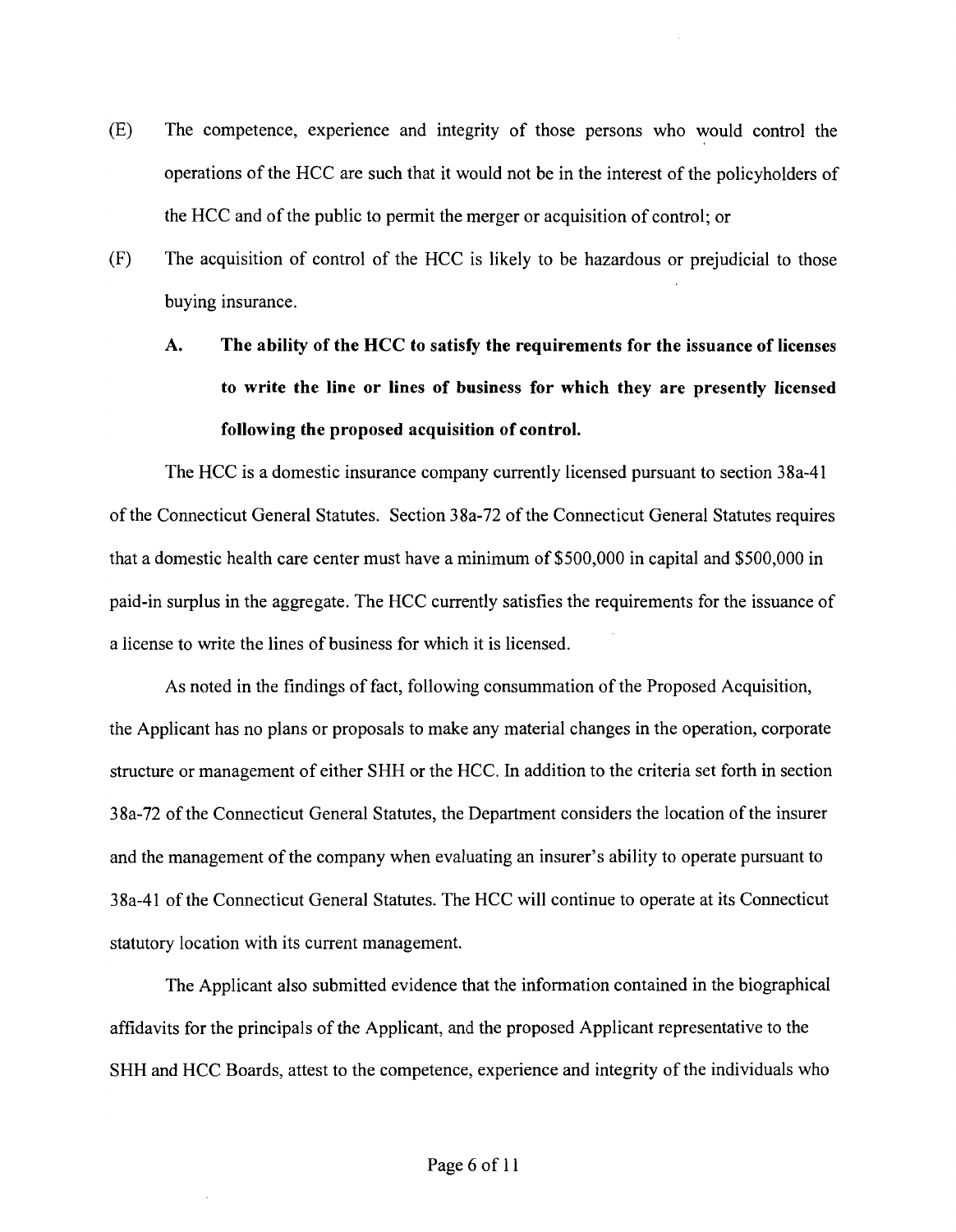(E) The competence, experience and integrity of those persons who would control the operations of the HCC are such that it would not be in the interest of the policyholders of the HCC and of the public to permit the merger or acquisition of control; or

(F) The acquisition of control of the HCC is likely to be hazardous or prejudicial to those buying insurance.

**A. The ability of the HCC to satisfy the requirements for the issuance of licenses to write the line or lines of business for which they are presently licensed following the proposed acquisition of control.**

The HCC is a domestic insurance company currently licensed pursuant to section 38a-41 of the Connecticut General Statutes. Section 38a-72 of the Connecticut General Statutes requires that a domestic health care center must have a minimum of $500,000 in capital and $500,000 in paid-in surplus in the aggregate. The HCC currently satisfies the requirements for the issuance of a license to write the lines of business for which it is licensed.

As noted in the findings of fact, following consummation of the Proposed Acquisition, the Applicant has no plans or proposals to make any material changes in the operation, corporate structure or management of either SHH or the HCC. In addition to the criteria set forth in section 38a-72 of the Connecticut General Statutes, the Department considers the location of the insurer and the management of the company when evaluating an insurer's ability to operate pursuant to 38a-41 of the Connecticut General Statutes. The HCC will continue to operate at its Connecticut statutory location with its current management.

The Applicant also submitted evidence that the information contained in the biographical affidavits for the principals of the Applicant, and the proposed Applicant representative to the SHH and HCC Boards, attest to the competence, experience and integrity of the individuals who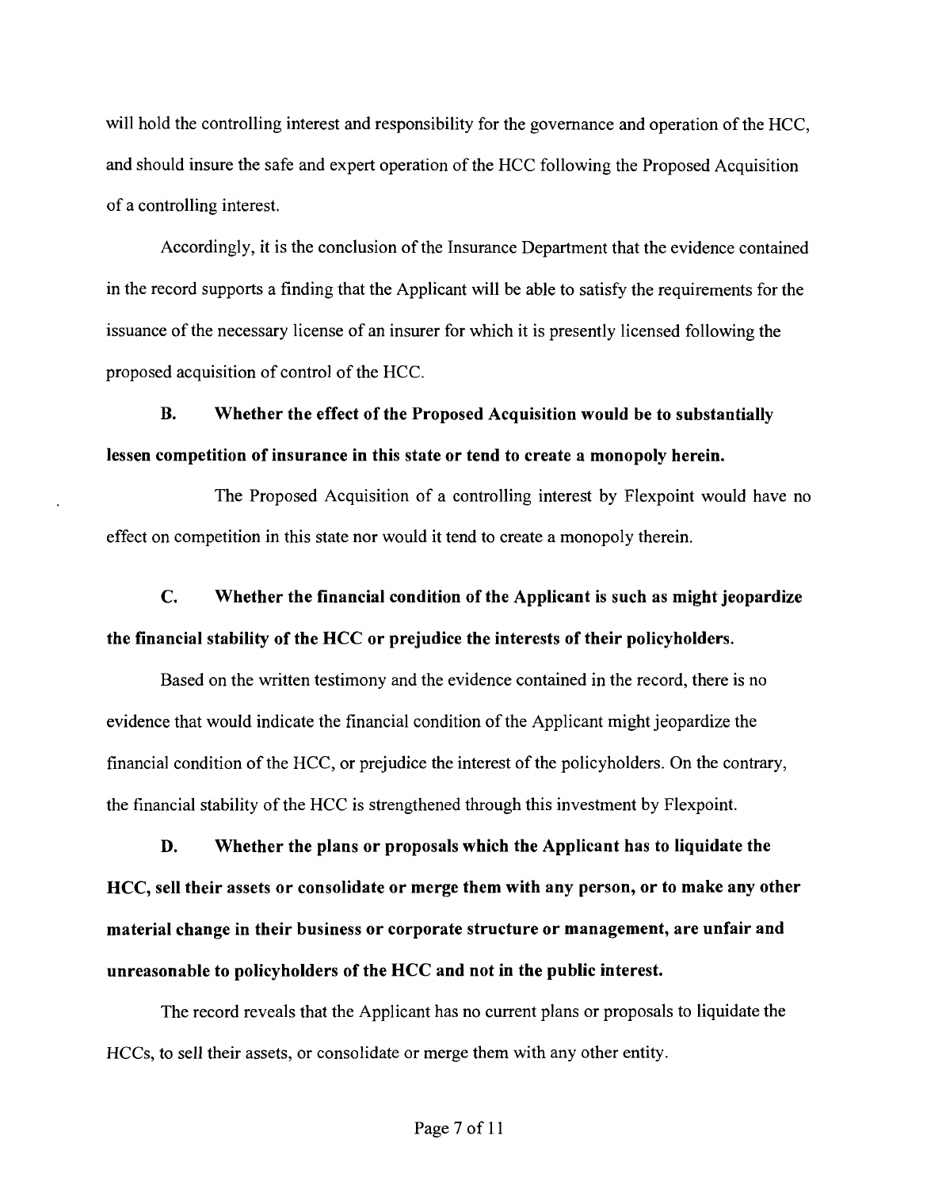will hold the controlling interest and responsibility for the governance and operation of the HCC, and should insure the safe and expert operation of the HCC following the Proposed Acquisition of a controlling interest.

Accordingly, it is the conclusion of the Insurance Department that the evidence contained in the record supports a finding that the Applicant will be able to satisfy the requirements for the issuance of the necessary license of an insurer for which it is presently licensed following the proposed acquisition of control of the HCC.

**B. Whether the effect of the Proposed Acquisition would be to substantially lessen competition of insurance in this state or tend to create a monopoly herein.**

The Proposed Acquisition of a controlling interest by Flexpoint would have no effect on competition in this state nor would it tend to create a monopoly therein.

**C. Whether the financial condition of the Applicant is such as might jeopardize the financial stability of the HCC or prejudice the interests of their policyholders.**

Based on the written testimony and the evidence contained in the record, there is no evidence that would indicate the financial condition of the Applicant might jeopardize the financial condition of the HCC, or prejudice the interest of the policyholders. On the contrary, the financial stability of the HCC is strengthened through this investment by Flexpoint.

**D. Whether the plans or proposals which the Applicant has to liquidate the HCC, sell their assets or consolidate or merge them with any person, or to make any other material change in their business or corporate structure or management, are unfair and unreasonable to policyholders of the HCC and not in the public interest.**

The record reveals that the Applicant has no current plans or proposals to liquidate the HCCs, to sell their assets, or consolidate or merge them with any other entity.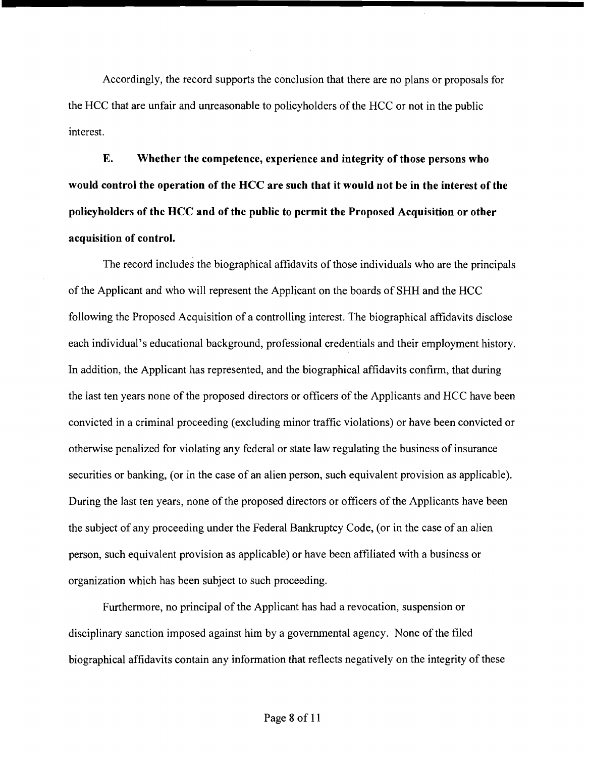Accordingly, the record supports the conclusion that there are no plans or proposals for the HCC that are unfair and unreasonable to policyholders of the HCC or not in the public interest.

**E. Whether the competence, experience and integrity of those persons who would control the operation of the HCC are such that it would not be in the interest of the policyholders of the HCC and of the public to permit the Proposed Acquisition or other acquisition of control.**

The record includes the biographical affidavits of those individuals who are the principals of the Applicant and who will represent the Applicant on the boards of SHH and the HCC following the Proposed Acquisition of a controlling interest. The biographical affidavits disclose each individual's educational background, professional credentials and their employment history. In addition, the Applicant has represented, and the biographical affidavits confirm, that during the last ten years none of the proposed directors or officers of the Applicants and HCC have been convicted in a criminal proceeding (excluding minor traffic violations) or have been convicted or otherwise penalized for violating any federal or state law regulating the business of insurance securities or banking, (or in the case of an alien person, such equivalent provision as applicable). During the last ten years, none of the proposed directors or officers of the Applicants have been the subject of any proceeding under the Federal Bankruptcy Code, (or in the case of an alien person, such equivalent provision as applicable) or have been affiliated with a business or organization which has been subject to such proceeding.

Furthermore, no principal of the Applicant has had a revocation, suspension or disciplinary sanction imposed against him by a governmental agency. None of the filed biographical affidavits contain any information that reflects negatively on the integrity of these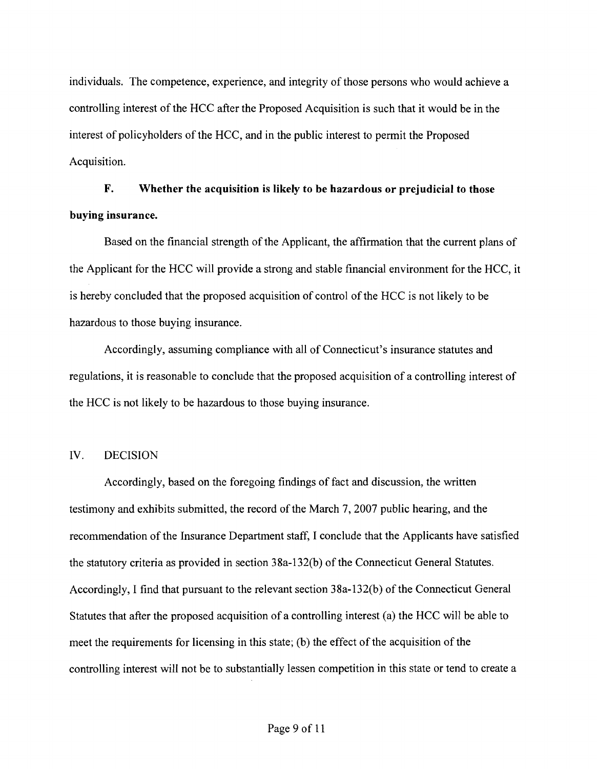individuals. The competence, experience, and integrity of those persons who would achieve a controlling interest of the HCC after the Proposed Acquisition is such that it would be in the interest of policyholders of the HCC, and in the public interest to permit the Proposed Acquisition.

**F. Whether the acquisition is likely to be hazardous or prejudicial to those buying insurance.**

Based on the financial strength of the Applicant, the affirmation that the current plans of the Applicant for the HCC will provide a strong and stable financial environment for the HCC, it is hereby concluded that the proposed acquisition of control of the HCC is not likely to be hazardous to those buying insurance.

Accordingly, assuming compliance with all of Connecticut's insurance statutes and regulations, it is reasonable to conclude that the proposed acquisition of a controlling interest of the HCC is not likely to be hazardous to those buying insurance.

## IV. DECISION

Accordingly, based on the foregoing findings of fact and discussion, the written testimony and exhibits submitted, the record of the March 7, 2007 public hearing, and the recommendation of the Insurance Department staff, I conclude that the Applicants have satisfied the statutory criteria as provided in section 38a-132(b) of the Connecticut General Statutes. Accordingly, I find that pursuant to the relevant section 38a-132(b) of the Connecticut General Statutes that after the proposed acquisition of a controlling interest (a) the HCC will be able to meet the requirements for licensing in this state; (b) the effect of the acquisition of the controlling interest will not be to substantially lessen competition in this state or tend to create a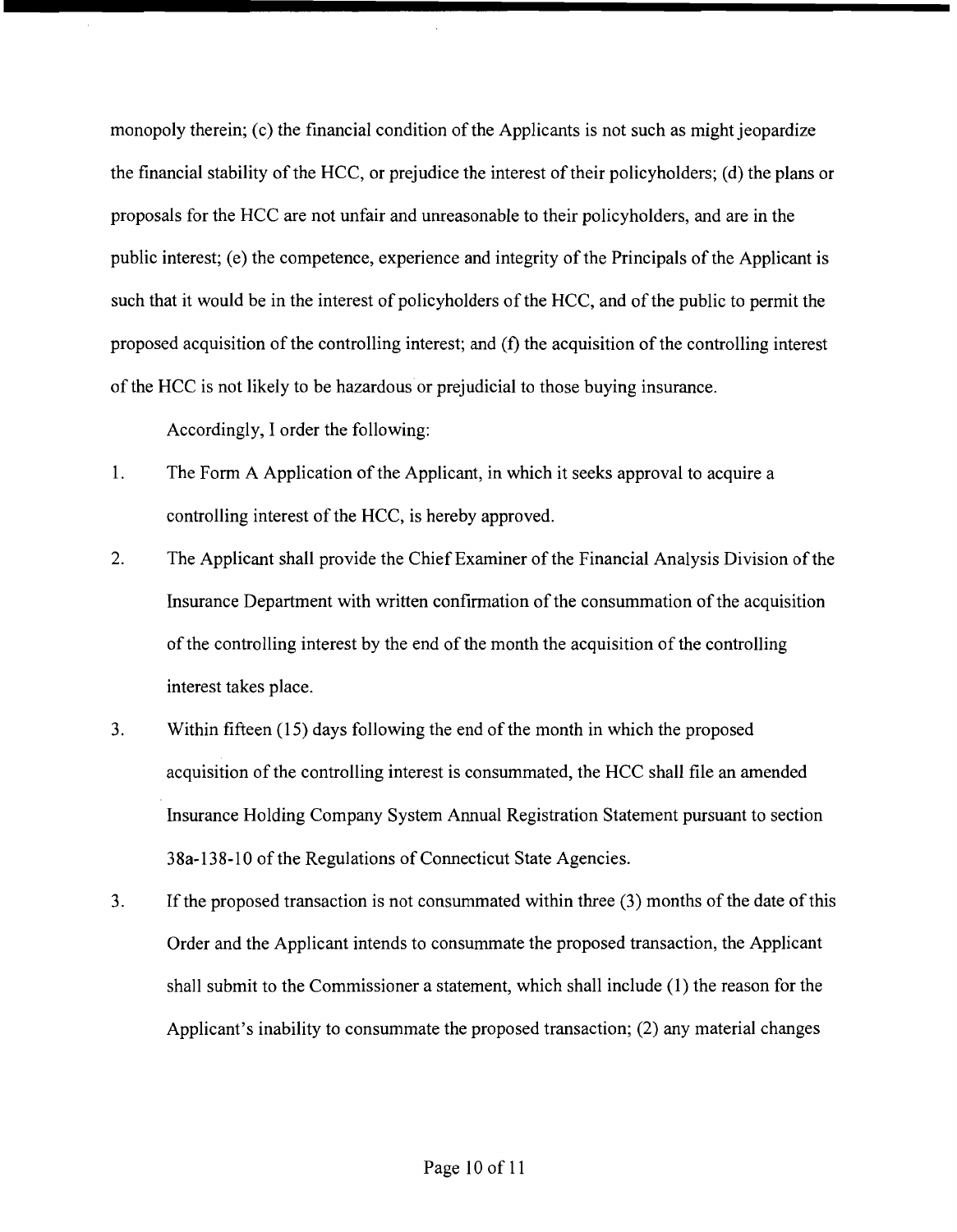monopoly therein; (c) the financial condition of the Applicants is not such as might jeopardize the financial stability of the HCC, or prejudice the interest of their policyholders; (d) the plans or proposals for the HCC are not unfair and unreasonable to their policyholders, and are in the public interest; (e) the competence, experience and integrity of the Principals of the Applicant is such that it would be in the interest of policyholders of the HCC, and of the public to permit the proposed acquisition of the controlling interest; and (f) the acquisition of the controlling interest of the HCC is not likely to be hazardous or prejudicial to those buying insurance.

Accordingly, I order the following:

1. The Form A Application of the Applicant, in which it seeks approval to acquire a controlling interest of the HCC, is hereby approved.

2. The Applicant shall provide the Chief Examiner of the Financial Analysis Division of the Insurance Department with written confirmation of the consummation of the acquisition of the controlling interest by the end of the month the acquisition of the controlling interest takes place.

3. Within fifteen (15) days following the end of the month in which the proposed acquisition of the controlling interest is consummated, the HCC shall file an amended Insurance Holding Company System Annual Registration Statement pursuant to section 38a-138-10 of the Regulations of Connecticut State Agencies.

3. If the proposed transaction is not consummated within three (3) months of the date of this Order and the Applicant intends to consummate the proposed transaction, the Applicant shall submit to the Commissioner a statement, which shall include (1) the reason for the Applicant's inability to consummate the proposed transaction; (2) any material changes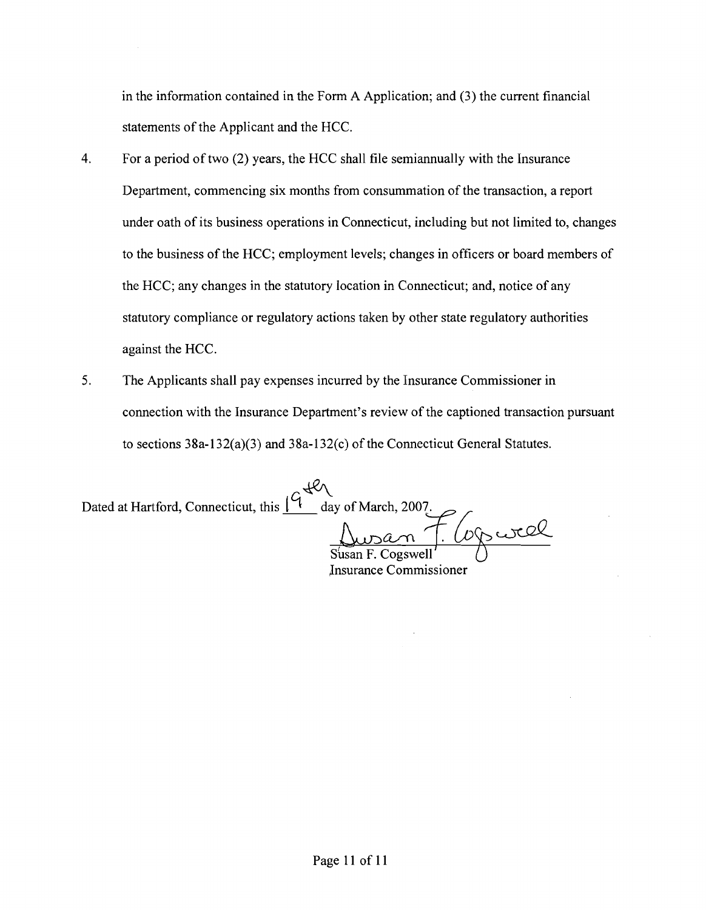in the information contained in the Form A Application; and (3) the current financial statements of the Applicant and the HCC.

4. For a period of two (2) years, the HCC shall file semiannually with the Insurance Department, commencing six months from consummation of the transaction, a report under oath of its business operations in Connecticut, including but not limited to, changes to the business of the HCC; employment levels; changes in officers or board members of the HCC; any changes in the statutory location in Connecticut; and, notice of any statutory compliance or regulatory actions taken by other state regulatory authorities against the HCC.

5. The Applicants shall pay expenses incurred by the Insurance Commissioner in connection with the Insurance Department's review of the captioned transaction pursuant to sections 38a-132(a)(3) and 38a-132(c) of the Connecticut General Statutes.

Dated at Hartford, Connecticut, this 19th day of March, 2007.

Susan F. Cogswell
Insurance Commissioner